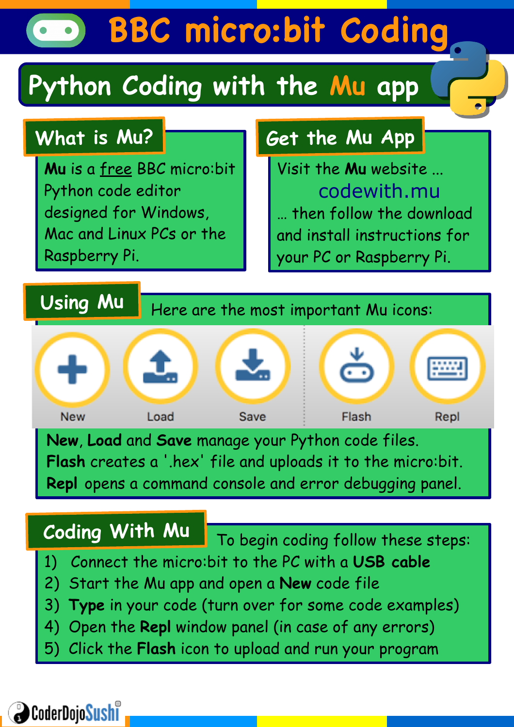# BBC micro:bit Coding

## Python Coding with the Mu app

### What is Mu?

**Mu** is a free BBC micro:bit Python code editor designed for Windows, Mac and Linux PCs or the Raspberry Pi.

### Get the Mu App

Visit the **Mu** website ...

codewith.mu

... then follow the download and install instructions for your PC or Raspberry Pi.

### Using Mu

Here are the most important Mu icons:

New | Load | Save | Flash | Repl

**New**, **Load** and **Save** manage your Python code files.
**Flash** creates a '.hex' file and uploads it to the micro:bit.
**Repl** opens a command console and error debugging panel.

### Coding With Mu

To begin coding follow these steps:

1) Connect the micro:bit to the PC with a **USB cable**
2) Start the Mu app and open a **New** code file
3) **Type** in your code (turn over for some code examples)
4) Open the **Repl** window panel (in case of any errors)
5) Click the **Flash** icon to upload and run your program

CoderDojoSushi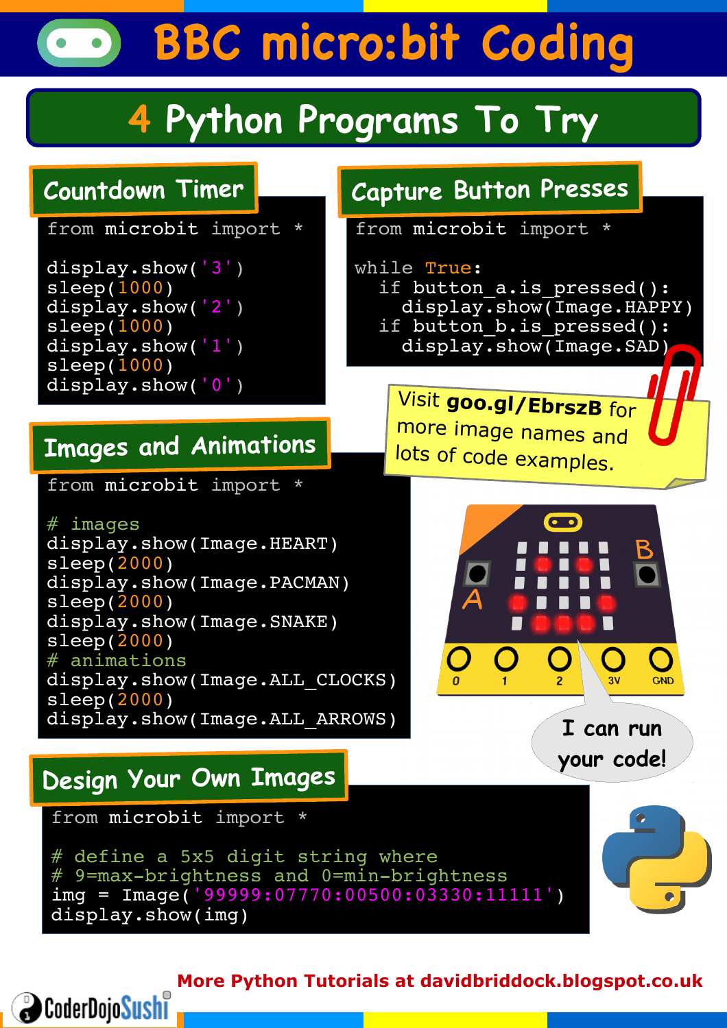# BBC micro:bit Coding

## 4 Python Programs To Try

### Countdown Timer

```
from microbit import *

display.show('3')
sleep(1000)
display.show('2')
sleep(1000)
display.show('1')
sleep(1000)
display.show('0')
```

### Capture Button Presses

```
from microbit import *

while True:
  if button_a.is_pressed():
    display.show(Image.HAPPY)
  if button_b.is_pressed():
    display.show(Image.SAD)
```

Visit **goo.gl/EbrszB** for more image names and lots of code examples.

### Images and Animations

```
from microbit import *

# images
display.show(Image.HEART)
sleep(2000)
display.show(Image.PACMAN)
sleep(2000)
display.show(Image.SNAKE)
sleep(2000)
# animations
display.show(Image.ALL_CLOCKS)
sleep(2000)
display.show(Image.ALL_ARROWS)
```

I can run your code!

### Design Your Own Images

```
from microbit import *

# define a 5x5 digit string where
# 9=max-brightness and 0=min-brightness
img = Image('99999:07770:00500:03330:11111')
display.show(img)
```

**More Python Tutorials at davidbriddock.blogspot.co.uk**

CoderDojoSushi